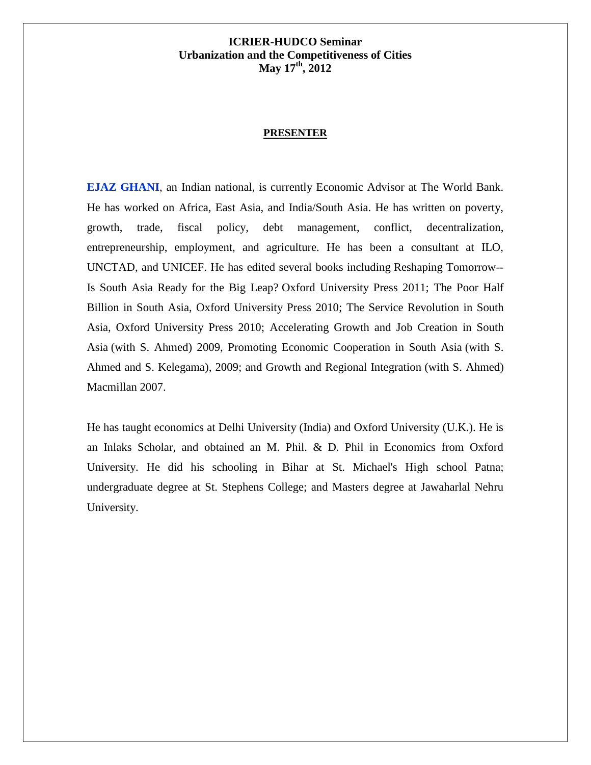**ICRIER-HUDCO Seminar**
**Urbanization and the Competitiveness of Cities**
**May 17th, 2012**

## PRESENTER

**EJAZ GHANI**, an Indian national, is currently Economic Advisor at The World Bank. He has worked on Africa, East Asia, and India/South Asia. He has written on poverty, growth, trade, fiscal policy, debt management, conflict, decentralization, entrepreneurship, employment, and agriculture. He has been a consultant at ILO, UNCTAD, and UNICEF. He has edited several books including Reshaping Tomorrow-- Is South Asia Ready for the Big Leap? Oxford University Press 2011; The Poor Half Billion in South Asia, Oxford University Press 2010; The Service Revolution in South Asia, Oxford University Press 2010; Accelerating Growth and Job Creation in South Asia (with S. Ahmed) 2009, Promoting Economic Cooperation in South Asia (with S. Ahmed and S. Kelegama), 2009; and Growth and Regional Integration (with S. Ahmed) Macmillan 2007.

He has taught economics at Delhi University (India) and Oxford University (U.K.). He is an Inlaks Scholar, and obtained an M. Phil. & D. Phil in Economics from Oxford University. He did his schooling in Bihar at St. Michael's High school Patna; undergraduate degree at St. Stephens College; and Masters degree at Jawaharlal Nehru University.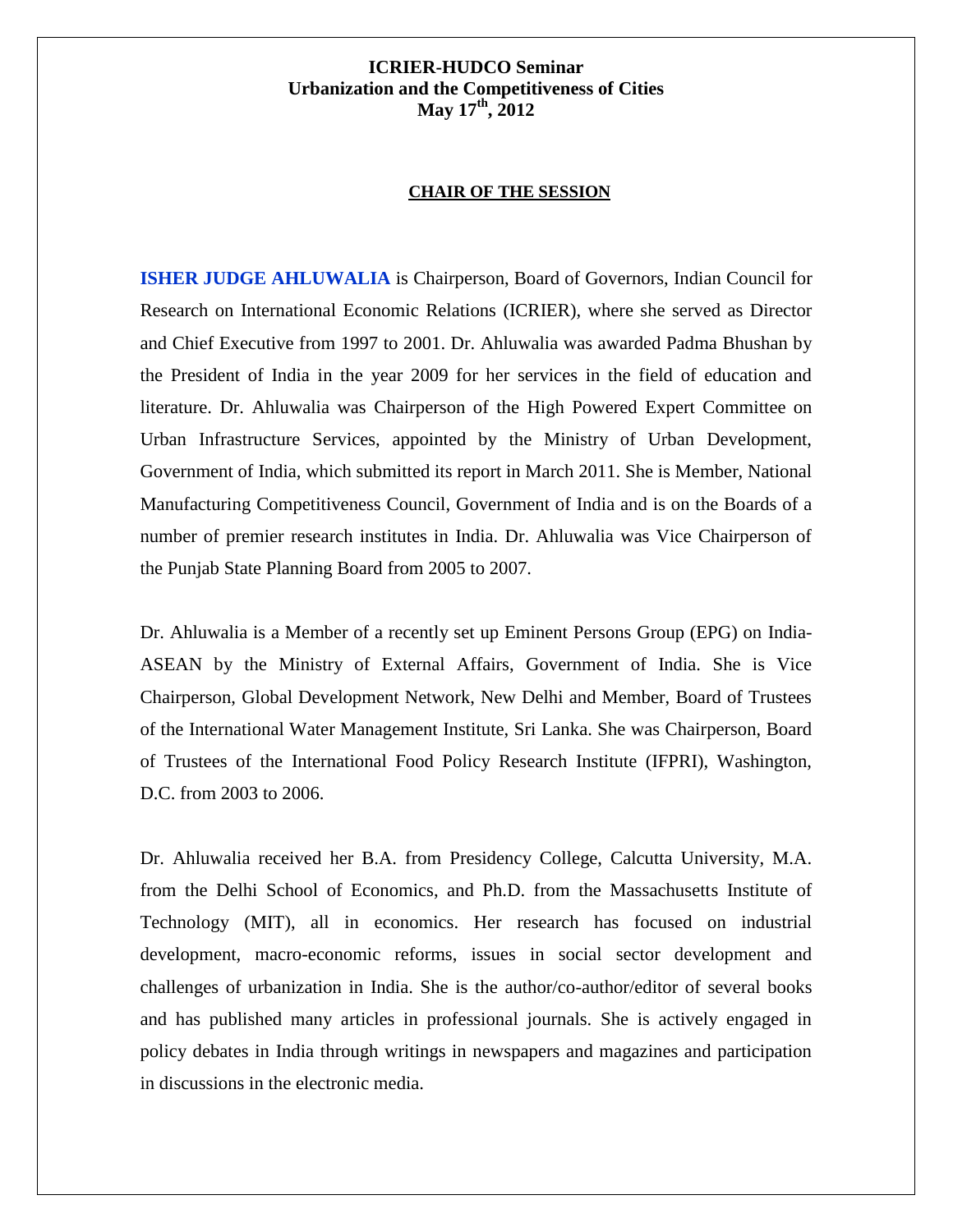**ICRIER-HUDCO Seminar**
**Urbanization and the Competitiveness of Cities**
**May 17th, 2012**

**CHAIR OF THE SESSION**

**ISHER JUDGE AHLUWALIA** is Chairperson, Board of Governors, Indian Council for Research on International Economic Relations (ICRIER), where she served as Director and Chief Executive from 1997 to 2001. Dr. Ahluwalia was awarded Padma Bhushan by the President of India in the year 2009 for her services in the field of education and literature. Dr. Ahluwalia was Chairperson of the High Powered Expert Committee on Urban Infrastructure Services, appointed by the Ministry of Urban Development, Government of India, which submitted its report in March 2011. She is Member, National Manufacturing Competitiveness Council, Government of India and is on the Boards of a number of premier research institutes in India. Dr. Ahluwalia was Vice Chairperson of the Punjab State Planning Board from 2005 to 2007.

Dr. Ahluwalia is a Member of a recently set up Eminent Persons Group (EPG) on India-ASEAN by the Ministry of External Affairs, Government of India. She is Vice Chairperson, Global Development Network, New Delhi and Member, Board of Trustees of the International Water Management Institute, Sri Lanka. She was Chairperson, Board of Trustees of the International Food Policy Research Institute (IFPRI), Washington, D.C. from 2003 to 2006.

Dr. Ahluwalia received her B.A. from Presidency College, Calcutta University, M.A. from the Delhi School of Economics, and Ph.D. from the Massachusetts Institute of Technology (MIT), all in economics. Her research has focused on industrial development, macro-economic reforms, issues in social sector development and challenges of urbanization in India. She is the author/co-author/editor of several books and has published many articles in professional journals. She is actively engaged in policy debates in India through writings in newspapers and magazines and participation in discussions in the electronic media.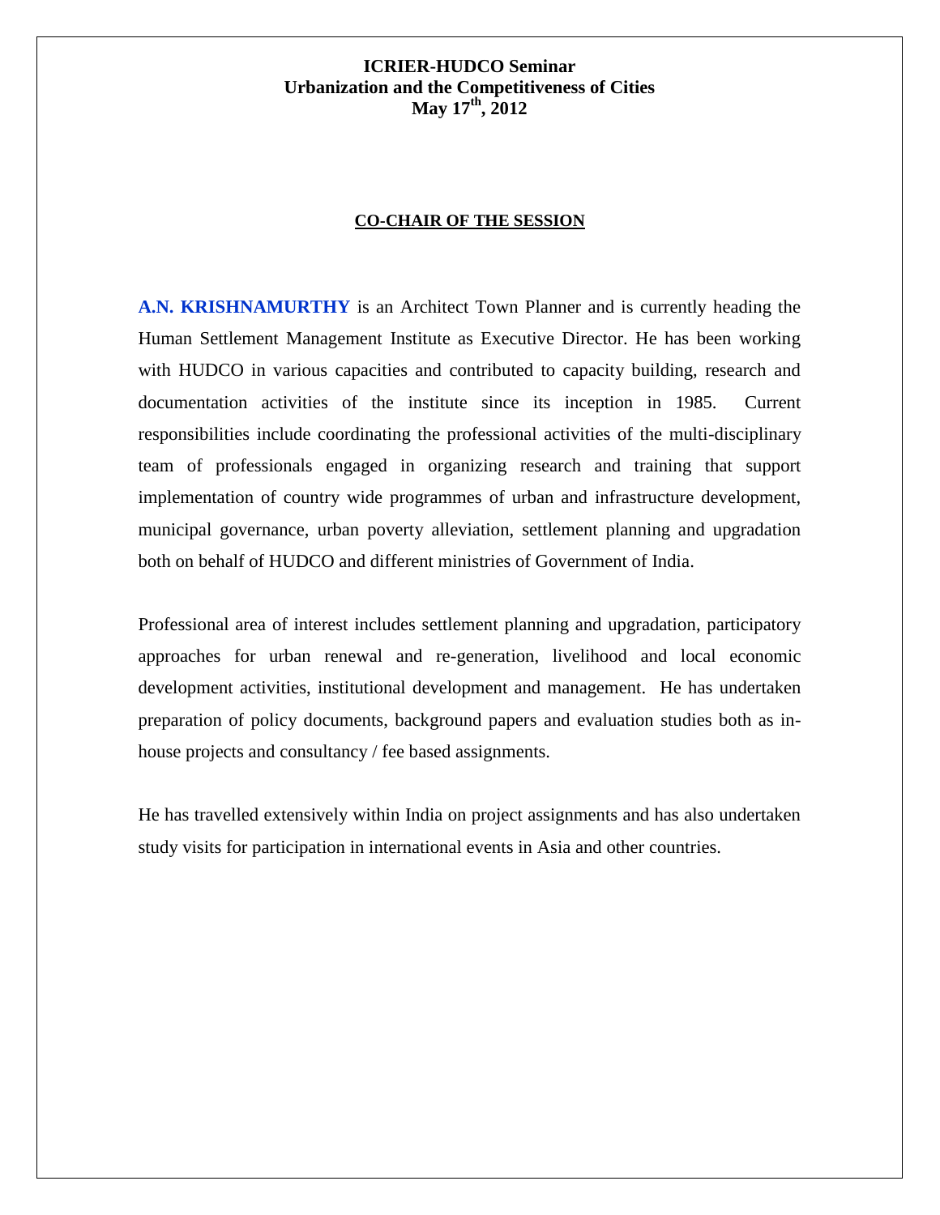**ICRIER-HUDCO Seminar**
**Urbanization and the Competitiveness of Cities**
**May 17th, 2012**

## CO-CHAIR OF THE SESSION

**A.N. KRISHNAMURTHY** is an Architect Town Planner and is currently heading the Human Settlement Management Institute as Executive Director. He has been working with HUDCO in various capacities and contributed to capacity building, research and documentation activities of the institute since its inception in 1985. Current responsibilities include coordinating the professional activities of the multi-disciplinary team of professionals engaged in organizing research and training that support implementation of country wide programmes of urban and infrastructure development, municipal governance, urban poverty alleviation, settlement planning and upgradation both on behalf of HUDCO and different ministries of Government of India.

Professional area of interest includes settlement planning and upgradation, participatory approaches for urban renewal and re-generation, livelihood and local economic development activities, institutional development and management. He has undertaken preparation of policy documents, background papers and evaluation studies both as in-house projects and consultancy / fee based assignments.

He has travelled extensively within India on project assignments and has also undertaken study visits for participation in international events in Asia and other countries.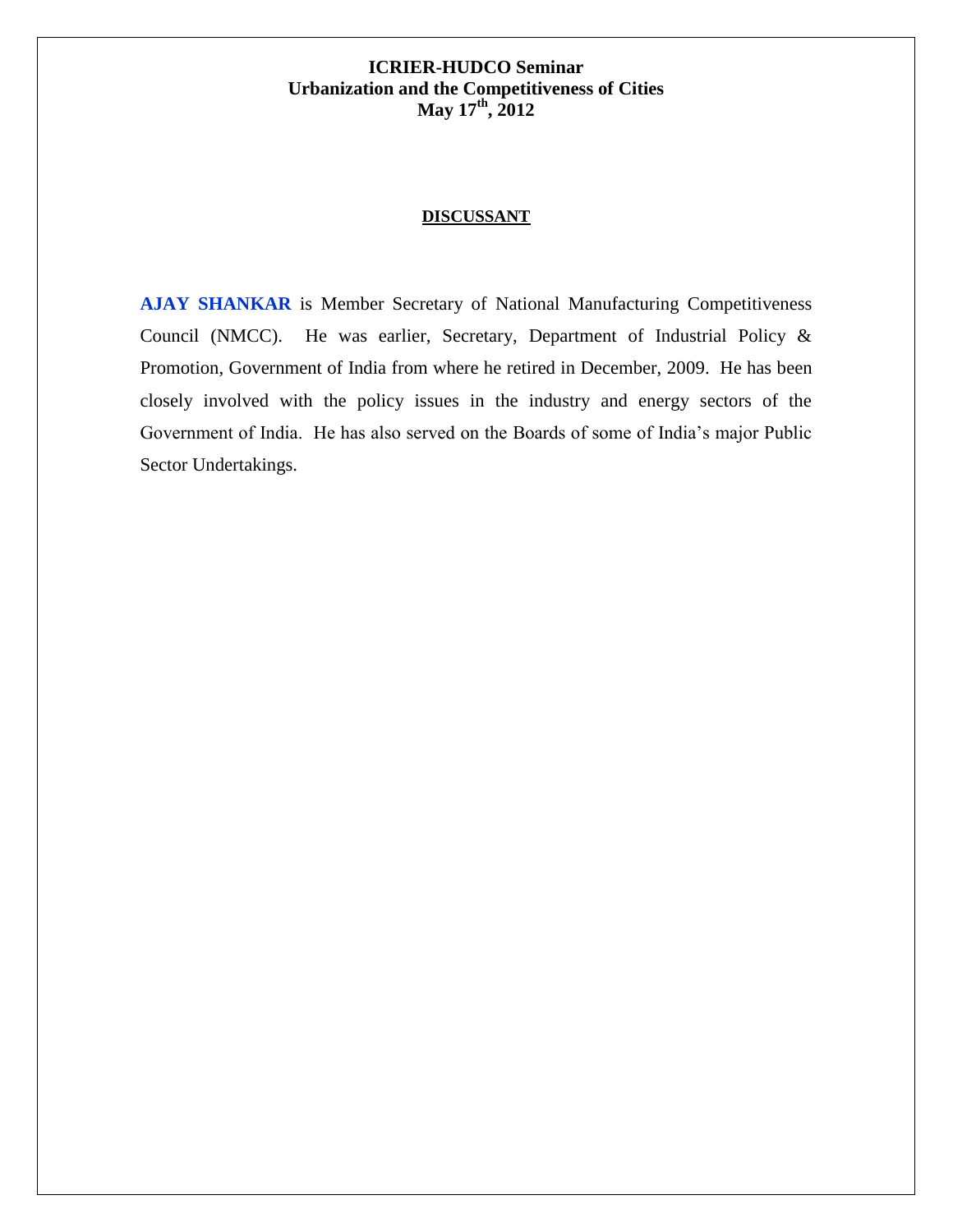**ICRIER-HUDCO Seminar**
**Urbanization and the Competitiveness of Cities**
**May 17th, 2012**

## DISCUSSANT

**AJAY SHANKAR** is Member Secretary of National Manufacturing Competitiveness Council (NMCC). He was earlier, Secretary, Department of Industrial Policy & Promotion, Government of India from where he retired in December, 2009. He has been closely involved with the policy issues in the industry and energy sectors of the Government of India. He has also served on the Boards of some of India's major Public Sector Undertakings.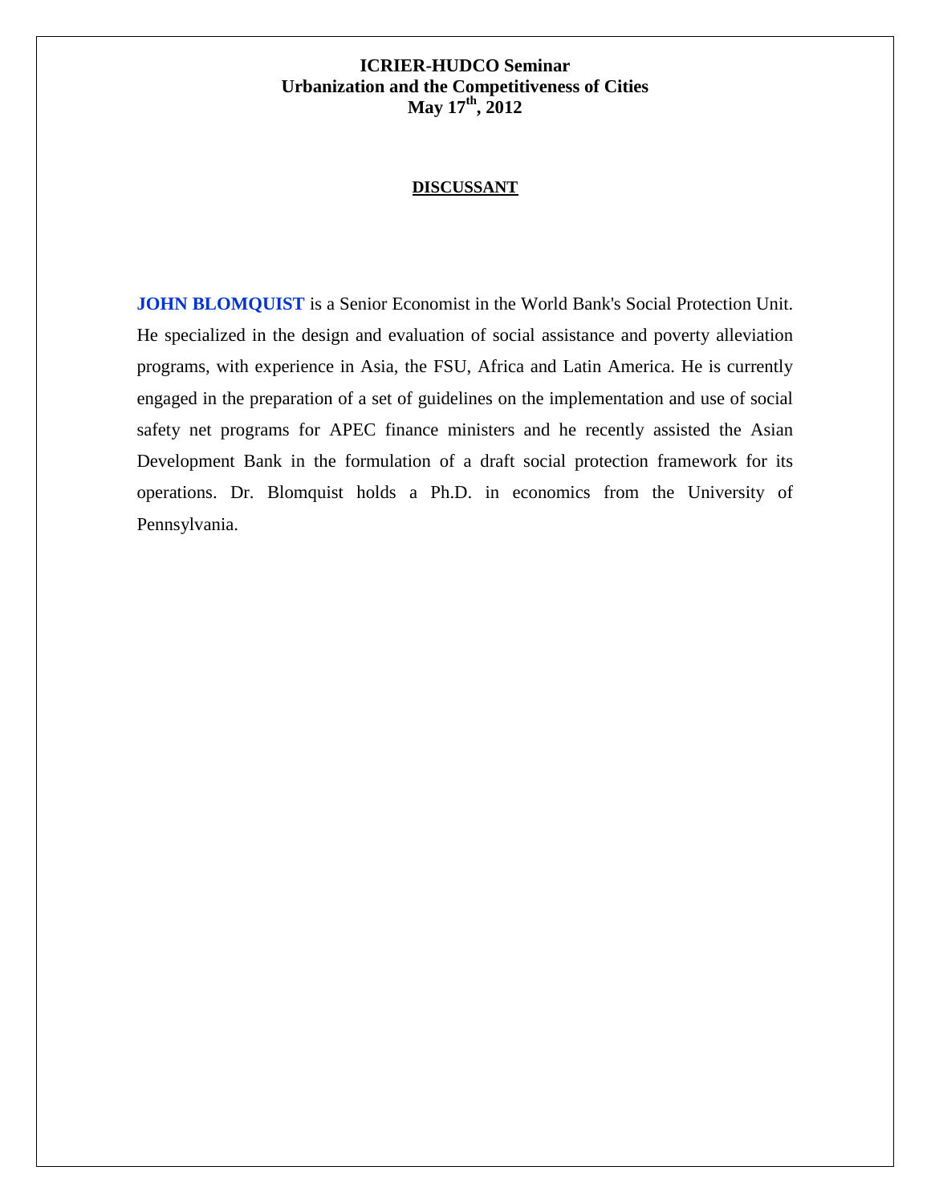**ICRIER-HUDCO Seminar**
**Urbanization and the Competitiveness of Cities**
**May 17th, 2012**

## DISCUSSANT

**JOHN BLOMQUIST** is a Senior Economist in the World Bank's Social Protection Unit. He specialized in the design and evaluation of social assistance and poverty alleviation programs, with experience in Asia, the FSU, Africa and Latin America. He is currently engaged in the preparation of a set of guidelines on the implementation and use of social safety net programs for APEC finance ministers and he recently assisted the Asian Development Bank in the formulation of a draft social protection framework for its operations. Dr. Blomquist holds a Ph.D. in economics from the University of Pennsylvania.